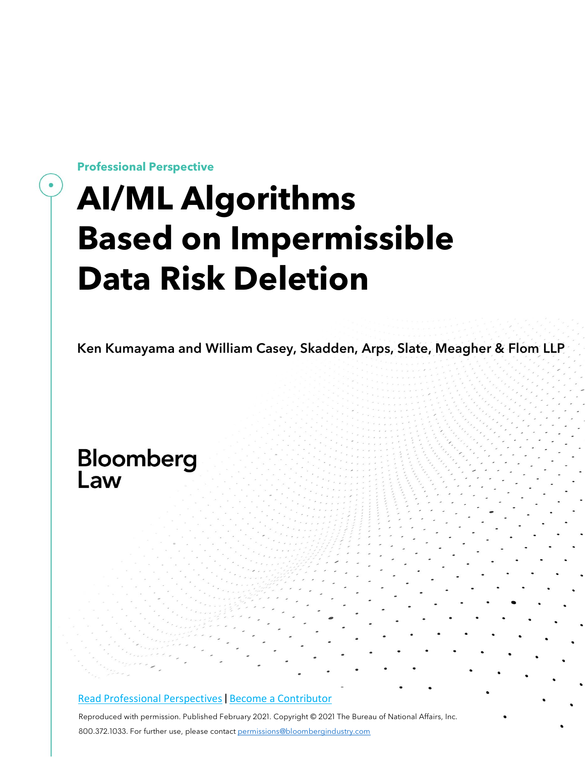Professional Perspective

# AI/ML Algorithms Based on Impermissible Data Risk Deletion

Ken Kumayama and William Casey, Skadden, Arps, Slate, Meagher & Flom LLP

Bloomberg Law

[Read Professional Perspectives](#) | [Become a Contributor](#)

Reproduced with permission. Published February 2021. Copyright © 2021 The Bureau of National Affairs, Inc. 800.372.1033. For further use, please contact permissions@bloombergindustry.com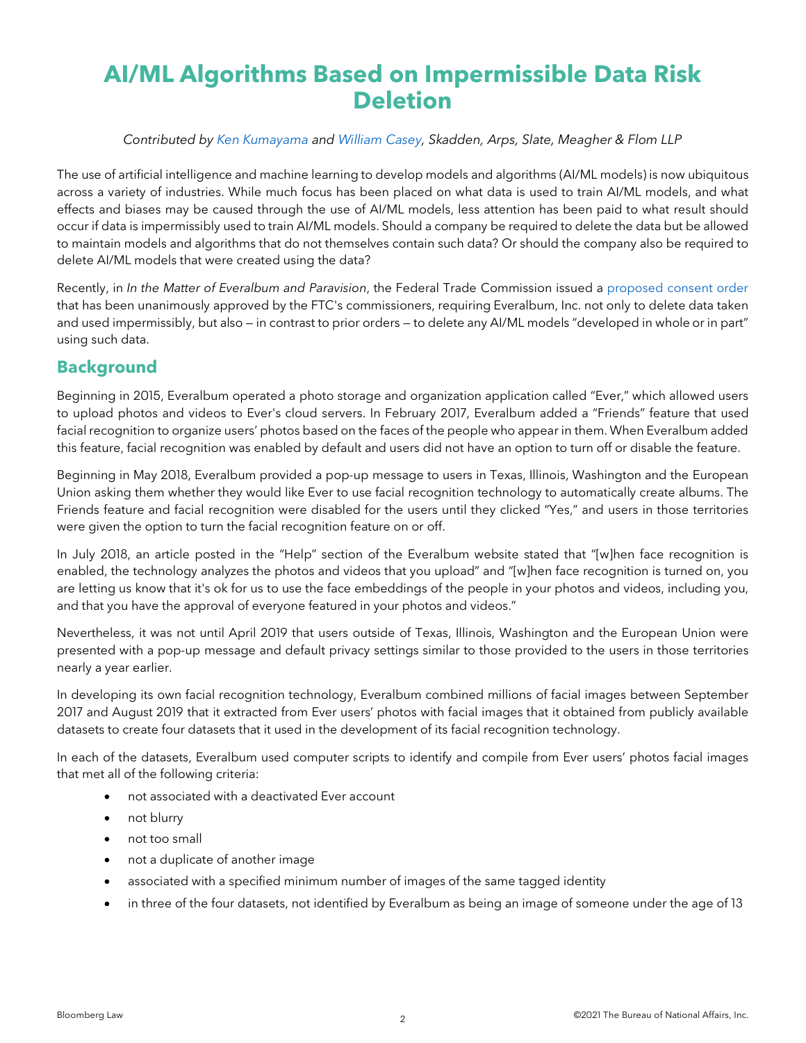# AI/ML Algorithms Based on Impermissible Data Risk Deletion

*Contributed by Ken Kumayama and William Casey, Skadden, Arps, Slate, Meagher & Flom LLP*

The use of artificial intelligence and machine learning to develop models and algorithms (AI/ML models) is now ubiquitous across a variety of industries. While much focus has been placed on what data is used to train AI/ML models, and what effects and biases may be caused through the use of AI/ML models, less attention has been paid to what result should occur if data is impermissibly used to train AI/ML models. Should a company be required to delete the data but be allowed to maintain models and algorithms that do not themselves contain such data? Or should the company also be required to delete AI/ML models that were created using the data?

Recently, in *In the Matter of Everalbum and Paravision*, the Federal Trade Commission issued a proposed consent order that has been unanimously approved by the FTC's commissioners, requiring Everalbum, Inc. not only to delete data taken and used impermissibly, but also — in contrast to prior orders — to delete any AI/ML models "developed in whole or in part" using such data.

## Background

Beginning in 2015, Everalbum operated a photo storage and organization application called "Ever," which allowed users to upload photos and videos to Ever's cloud servers. In February 2017, Everalbum added a "Friends" feature that used facial recognition to organize users' photos based on the faces of the people who appear in them. When Everalbum added this feature, facial recognition was enabled by default and users did not have an option to turn off or disable the feature.

Beginning in May 2018, Everalbum provided a pop-up message to users in Texas, Illinois, Washington and the European Union asking them whether they would like Ever to use facial recognition technology to automatically create albums. The Friends feature and facial recognition were disabled for the users until they clicked "Yes," and users in those territories were given the option to turn the facial recognition feature on or off.

In July 2018, an article posted in the "Help" section of the Everalbum website stated that "[w]hen face recognition is enabled, the technology analyzes the photos and videos that you upload" and "[w]hen face recognition is turned on, you are letting us know that it's ok for us to use the face embeddings of the people in your photos and videos, including you, and that you have the approval of everyone featured in your photos and videos."

Nevertheless, it was not until April 2019 that users outside of Texas, Illinois, Washington and the European Union were presented with a pop-up message and default privacy settings similar to those provided to the users in those territories nearly a year earlier.

In developing its own facial recognition technology, Everalbum combined millions of facial images between September 2017 and August 2019 that it extracted from Ever users' photos with facial images that it obtained from publicly available datasets to create four datasets that it used in the development of its facial recognition technology.

In each of the datasets, Everalbum used computer scripts to identify and compile from Ever users' photos facial images that met all of the following criteria:

- not associated with a deactivated Ever account
- not blurry
- not too small
- not a duplicate of another image
- associated with a specified minimum number of images of the same tagged identity
- in three of the four datasets, not identified by Everalbum as being an image of someone under the age of 13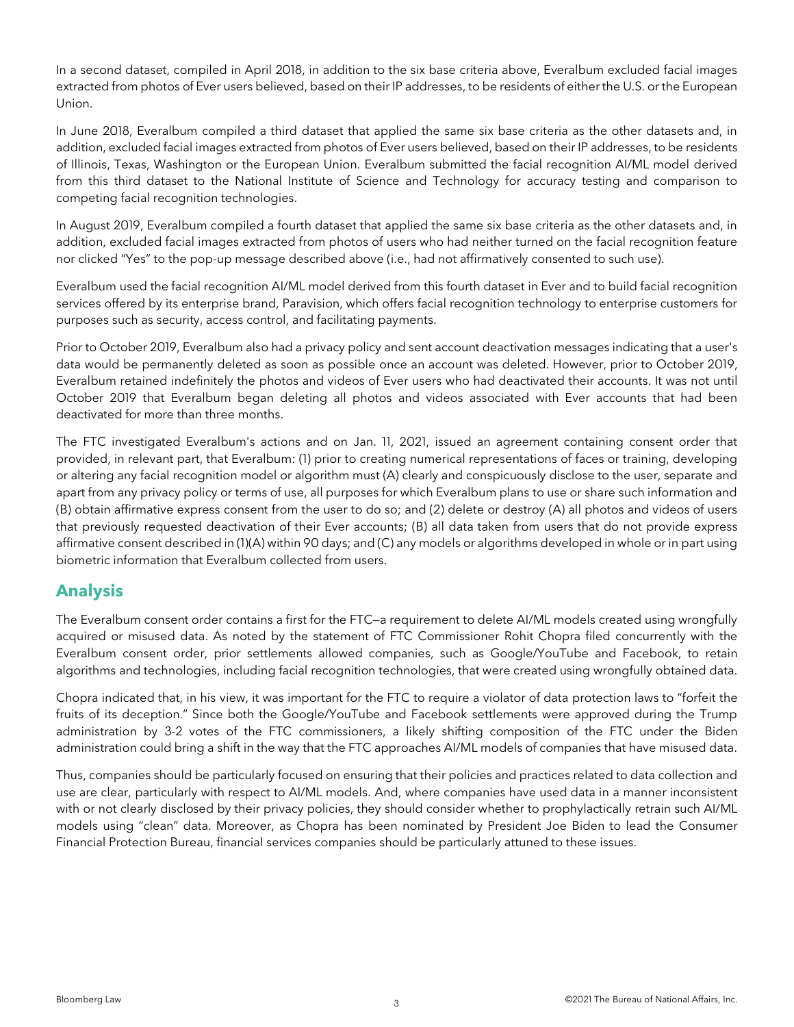In a second dataset, compiled in April 2018, in addition to the six base criteria above, Everalbum excluded facial images extracted from photos of Ever users believed, based on their IP addresses, to be residents of either the U.S. or the European Union.

In June 2018, Everalbum compiled a third dataset that applied the same six base criteria as the other datasets and, in addition, excluded facial images extracted from photos of Ever users believed, based on their IP addresses, to be residents of Illinois, Texas, Washington or the European Union. Everalbum submitted the facial recognition AI/ML model derived from this third dataset to the National Institute of Science and Technology for accuracy testing and comparison to competing facial recognition technologies.

In August 2019, Everalbum compiled a fourth dataset that applied the same six base criteria as the other datasets and, in addition, excluded facial images extracted from photos of users who had neither turned on the facial recognition feature nor clicked "Yes" to the pop-up message described above (i.e., had not affirmatively consented to such use).

Everalbum used the facial recognition AI/ML model derived from this fourth dataset in Ever and to build facial recognition services offered by its enterprise brand, Paravision, which offers facial recognition technology to enterprise customers for purposes such as security, access control, and facilitating payments.

Prior to October 2019, Everalbum also had a privacy policy and sent account deactivation messages indicating that a user's data would be permanently deleted as soon as possible once an account was deleted. However, prior to October 2019, Everalbum retained indefinitely the photos and videos of Ever users who had deactivated their accounts. It was not until October 2019 that Everalbum began deleting all photos and videos associated with Ever accounts that had been deactivated for more than three months.

The FTC investigated Everalbum's actions and on Jan. 11, 2021, issued an agreement containing consent order that provided, in relevant part, that Everalbum: (1) prior to creating numerical representations of faces or training, developing or altering any facial recognition model or algorithm must (A) clearly and conspicuously disclose to the user, separate and apart from any privacy policy or terms of use, all purposes for which Everalbum plans to use or share such information and (B) obtain affirmative express consent from the user to do so; and (2) delete or destroy (A) all photos and videos of users that previously requested deactivation of their Ever accounts; (B) all data taken from users that do not provide express affirmative consent described in (1)(A) within 90 days; and (C) any models or algorithms developed in whole or in part using biometric information that Everalbum collected from users.

## Analysis

The Everalbum consent order contains a first for the FTC—a requirement to delete AI/ML models created using wrongfully acquired or misused data. As noted by the statement of FTC Commissioner Rohit Chopra filed concurrently with the Everalbum consent order, prior settlements allowed companies, such as Google/YouTube and Facebook, to retain algorithms and technologies, including facial recognition technologies, that were created using wrongfully obtained data.

Chopra indicated that, in his view, it was important for the FTC to require a violator of data protection laws to "forfeit the fruits of its deception." Since both the Google/YouTube and Facebook settlements were approved during the Trump administration by 3-2 votes of the FTC commissioners, a likely shifting composition of the FTC under the Biden administration could bring a shift in the way that the FTC approaches AI/ML models of companies that have misused data.

Thus, companies should be particularly focused on ensuring that their policies and practices related to data collection and use are clear, particularly with respect to AI/ML models. And, where companies have used data in a manner inconsistent with or not clearly disclosed by their privacy policies, they should consider whether to prophylactically retrain such AI/ML models using "clean" data. Moreover, as Chopra has been nominated by President Joe Biden to lead the Consumer Financial Protection Bureau, financial services companies should be particularly attuned to these issues.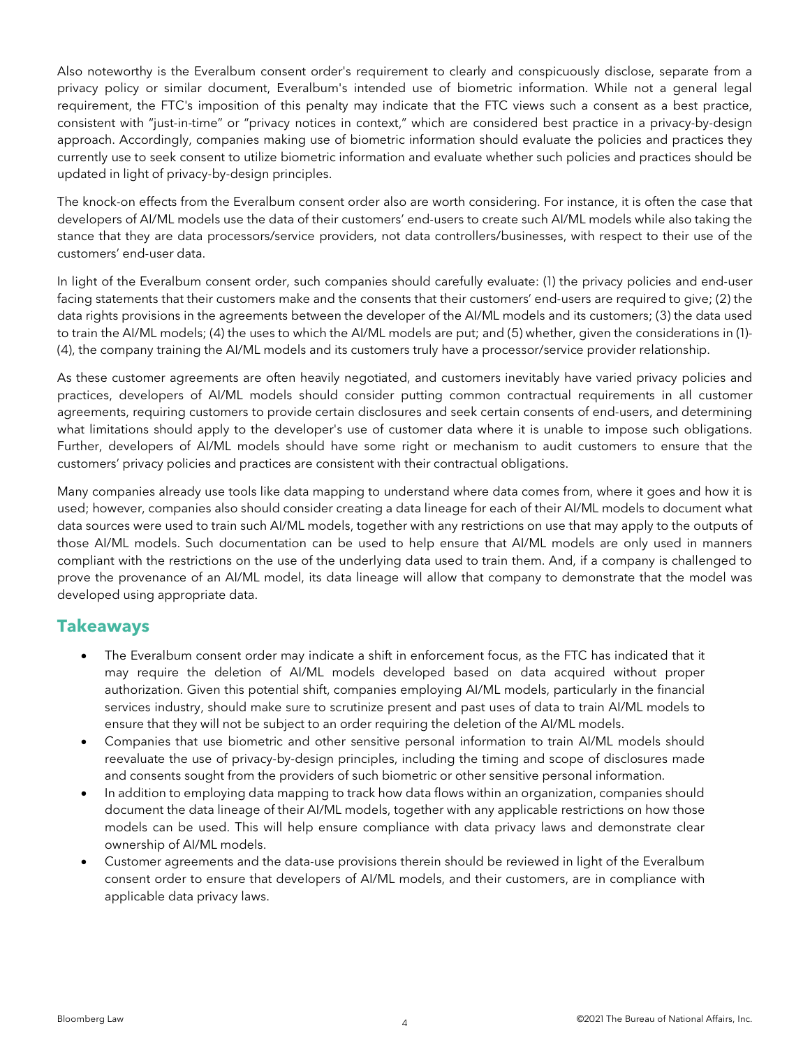Also noteworthy is the Everalbum consent order's requirement to clearly and conspicuously disclose, separate from a privacy policy or similar document, Everalbum's intended use of biometric information. While not a general legal requirement, the FTC's imposition of this penalty may indicate that the FTC views such a consent as a best practice, consistent with "just-in-time" or "privacy notices in context," which are considered best practice in a privacy-by-design approach. Accordingly, companies making use of biometric information should evaluate the policies and practices they currently use to seek consent to utilize biometric information and evaluate whether such policies and practices should be updated in light of privacy-by-design principles.

The knock-on effects from the Everalbum consent order also are worth considering. For instance, it is often the case that developers of AI/ML models use the data of their customers' end-users to create such AI/ML models while also taking the stance that they are data processors/service providers, not data controllers/businesses, with respect to their use of the customers' end-user data.

In light of the Everalbum consent order, such companies should carefully evaluate: (1) the privacy policies and end-user facing statements that their customers make and the consents that their customers' end-users are required to give; (2) the data rights provisions in the agreements between the developer of the AI/ML models and its customers; (3) the data used to train the AI/ML models; (4) the uses to which the AI/ML models are put; and (5) whether, given the considerations in (1)-(4), the company training the AI/ML models and its customers truly have a processor/service provider relationship.

As these customer agreements are often heavily negotiated, and customers inevitably have varied privacy policies and practices, developers of AI/ML models should consider putting common contractual requirements in all customer agreements, requiring customers to provide certain disclosures and seek certain consents of end-users, and determining what limitations should apply to the developer's use of customer data where it is unable to impose such obligations. Further, developers of AI/ML models should have some right or mechanism to audit customers to ensure that the customers' privacy policies and practices are consistent with their contractual obligations.

Many companies already use tools like data mapping to understand where data comes from, where it goes and how it is used; however, companies also should consider creating a data lineage for each of their AI/ML models to document what data sources were used to train such AI/ML models, together with any restrictions on use that may apply to the outputs of those AI/ML models. Such documentation can be used to help ensure that AI/ML models are only used in manners compliant with the restrictions on the use of the underlying data used to train them. And, if a company is challenged to prove the provenance of an AI/ML model, its data lineage will allow that company to demonstrate that the model was developed using appropriate data.

## Takeaways

- The Everalbum consent order may indicate a shift in enforcement focus, as the FTC has indicated that it may require the deletion of AI/ML models developed based on data acquired without proper authorization. Given this potential shift, companies employing AI/ML models, particularly in the financial services industry, should make sure to scrutinize present and past uses of data to train AI/ML models to ensure that they will not be subject to an order requiring the deletion of the AI/ML models.
- Companies that use biometric and other sensitive personal information to train AI/ML models should reevaluate the use of privacy-by-design principles, including the timing and scope of disclosures made and consents sought from the providers of such biometric or other sensitive personal information.
- In addition to employing data mapping to track how data flows within an organization, companies should document the data lineage of their AI/ML models, together with any applicable restrictions on how those models can be used. This will help ensure compliance with data privacy laws and demonstrate clear ownership of AI/ML models.
- Customer agreements and the data-use provisions therein should be reviewed in light of the Everalbum consent order to ensure that developers of AI/ML models, and their customers, are in compliance with applicable data privacy laws.